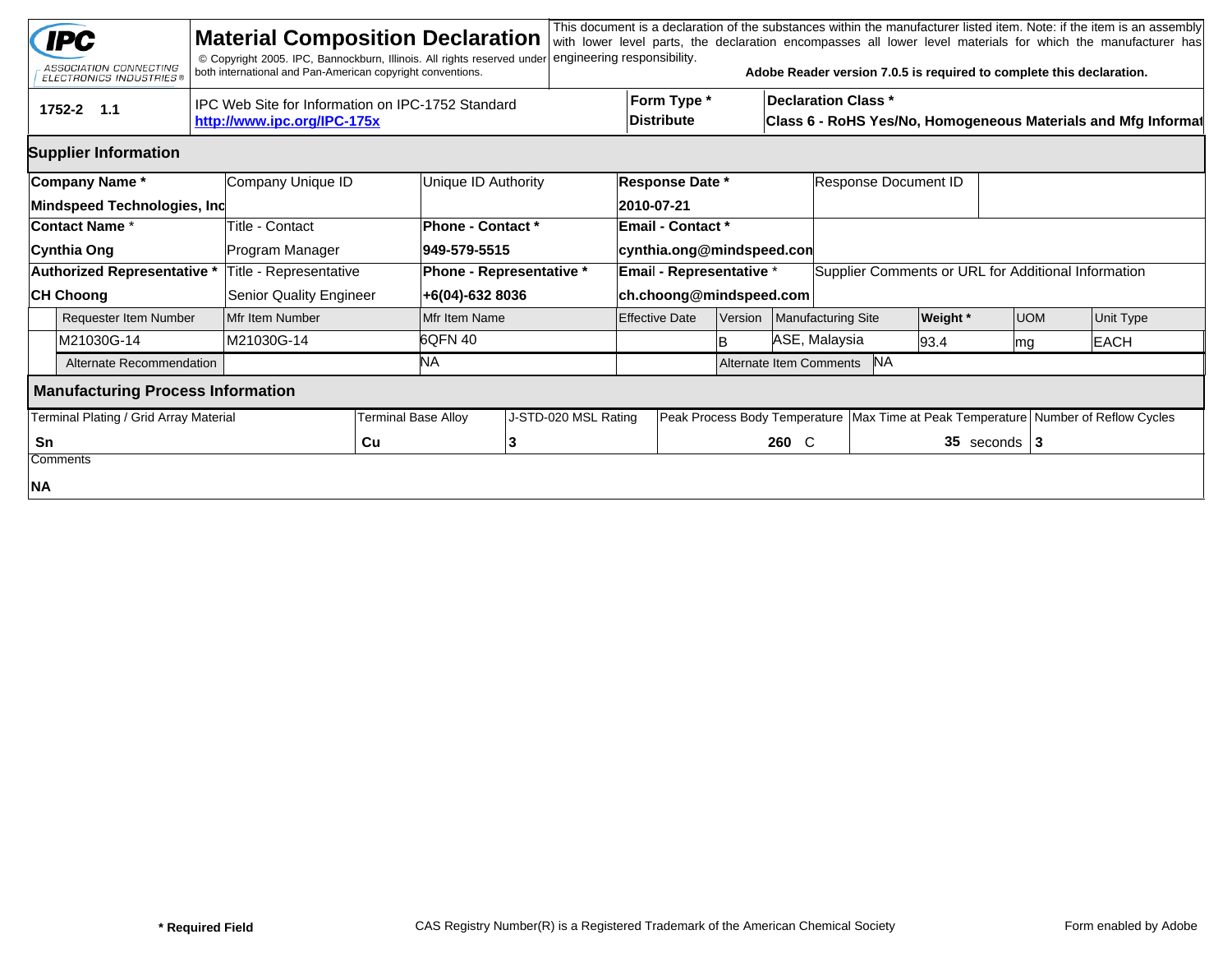# Material Composition Declaration

IPC — ASSOCIATION CONNECTING ELECTRONICS INDUSTRIES®

© Copyright 2005. IPC, Bannockburn, Illinois. All rights reserved under both international and Pan-American copyright conventions.

This document is a declaration of the substances within the manufacturer listed item. Note: if the item is an assembly with lower level parts, the declaration encompasses all lower level materials for which the manufacturer has engineering responsibility.

**Adobe Reader version 7.0.5 is required to complete this declaration.**

| **1752-2 1.1** | IPC Web Site for Information on IPC-1752 Standard **http://www.ipc.org/IPC-175x** | **Form Type *** **Distribute** | **Declaration Class *** **Class 6 - RoHS Yes/No, Homogeneous Materials and Mfg Informat** |
|---|---|---|---|

## Supplier Information

| **Company Name *** | Company Unique ID | Unique ID Authority | **Response Date *** | Response Document ID |
|---|---|---|---|---|
| **Mindspeed Technologies, Inc** | | | **2010-07-21** | |
| **Contact Name *** | Title - Contact | **Phone - Contact *** | **Email - Contact *** | |
| **Cynthia Ong** | Program Manager | **949-579-5515** | **cynthia.ong@mindspeed.con** | |
| **Authorized Representative *** | Title - Representative | **Phone - Representative *** | **Email - Representative *** | Supplier Comments or URL for Additional Information |
| **CH Choong** | Senior Quality Engineer | **+6(04)-632 8036** | **ch.choong@mindspeed.com** | |

| Requester Item Number | Mfr Item Number | Mfr Item Name | Effective Date | Version | Manufacturing Site | **Weight *** | UOM | Unit Type |
|---|---|---|---|---|---|---|---|---|
| M21030G-14 | M21030G-14 | 6QFN 40 | | B | ASE, Malaysia | 93.4 | mg | EACH |
| Alternate Recommendation | | NA | | Alternate Item Comments | NA | | | |

## Manufacturing Process Information

| Terminal Plating / Grid Array Material | Terminal Base Alloy | J-STD-020 MSL Rating | Peak Process Body Temperature | Max Time at Peak Temperature | Number of Reflow Cycles |
|---|---|---|---|---|---|
| **Sn** | **Cu** | **3** | **260** C | **35** seconds | **3** |

Comments

**NA**

**\* Required Field**

CAS Registry Number(R) is a Registered Trademark of the American Chemical Society

Form enabled by Adobe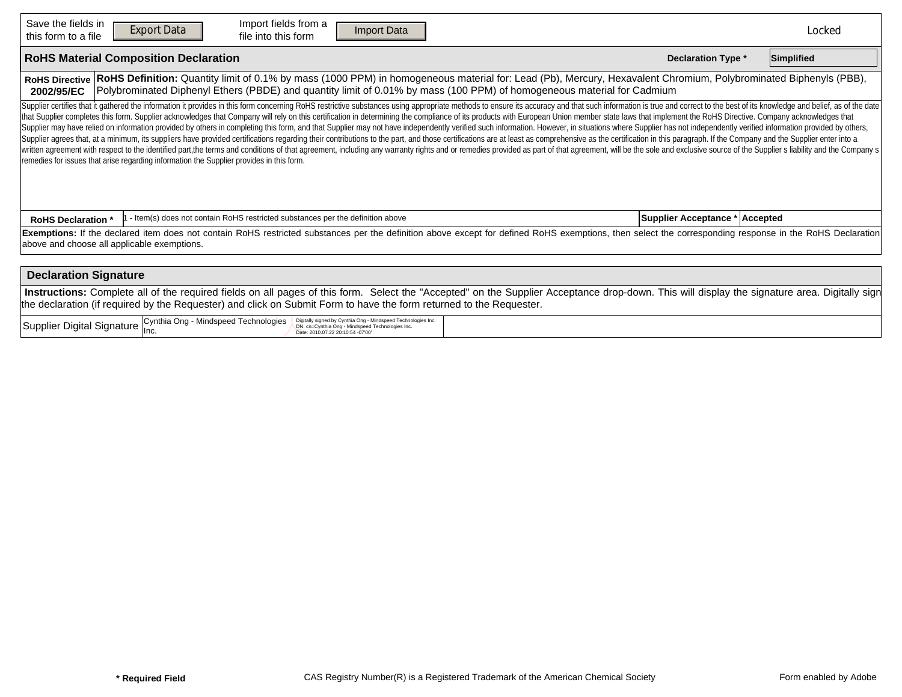Save the fields in this form to a file **Export Data** | Import fields from a file into this form **Import Data** | Locked

## RoHS Material Composition Declaration

**Declaration Type *** Simplified

| **RoHS Directive 2002/95/EC** | **RoHS Definition:** Quantity limit of 0.1% by mass (1000 PPM) in homogeneous material for: Lead (Pb), Mercury, Hexavalent Chromium, Polybrominated Biphenyls (PBB), Polybrominated Diphenyl Ethers (PBDE) and quantity limit of 0.01% by mass (100 PPM) of homogeneous material for Cadmium |
|---|---|

Supplier certifies that it gathered the information it provides in this form concerning RoHS restrictive substances using appropriate methods to ensure its accuracy and that such information is true and correct to the best of its knowledge and belief, as of the date that Supplier completes this form. Supplier acknowledges that Company will rely on this certification in determining the compliance of its products with European Union member state laws that implement the RoHS Directive. Company acknowledges that Supplier may have relied on information provided by others in completing this form, and that Supplier may not have independently verified such information. However, in situations where Supplier has not independently verified information provided by others, Supplier agrees that, at a minimum, its suppliers have provided certifications regarding their contributions to the part, and those certifications are at least as comprehensive as the certification in this paragraph. If the Company and the Supplier enter into a written agreement with respect to the identified part,the terms and conditions of that agreement, including any warranty rights and or remedies provided as part of that agreement, will be the sole and exclusive source of the Supplier s liability and the Company s remedies for issues that arise regarding information the Supplier provides in this form.

| **RoHS Declaration *** | 1 - Item(s) does not contain RoHS restricted substances per the definition above | **Supplier Acceptance *** | **Accepted** |
|---|---|---|---|

**Exemptions:** If the declared item does not contain RoHS restricted substances per the definition above except for defined RoHS exemptions, then select the corresponding response in the RoHS Declaration above and choose all applicable exemptions.

## Declaration Signature

**Instructions:** Complete all of the required fields on all pages of this form. Select the "Accepted" on the Supplier Acceptance drop-down. This will display the signature area. Digitally sign the declaration (if required by the Requester) and click on Submit Form to have the form returned to the Requester.

| Supplier Digital Signature | Cynthia Ong - Mindspeed Technologies Inc. | Digitally signed by Cynthia Ong - Mindspeed Technologies Inc. DN: cn=Cynthia Ong - Mindspeed Technologies Inc. Date: 2010.07.22 20:10:54 -07'00' | |
|---|---|---|---|

**\* Required Field** | CAS Registry Number(R) is a Registered Trademark of the American Chemical Society | Form enabled by Adobe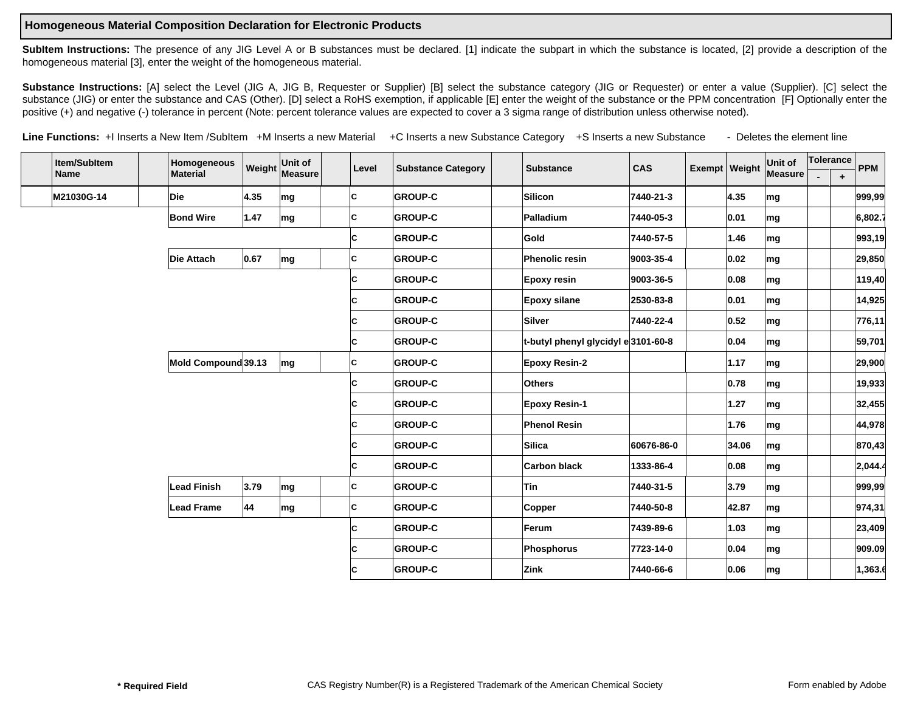## Homogeneous Material Composition Declaration for Electronic Products

**SubItem Instructions:** The presence of any JIG Level A or B substances must be declared. [1] indicate the subpart in which the substance is located, [2] provide a description of the homogeneous material [3], enter the weight of the homogeneous material.

**Substance Instructions:** [A] select the Level (JIG A, JIG B, Requester or Supplier) [B] select the substance category (JIG or Requester) or enter a value (Supplier). [C] select the substance (JIG) or enter the substance and CAS (Other). [D] select a RoHS exemption, if applicable [E] enter the weight of the substance or the PPM concentration [F] Optionally enter the positive (+) and negative (-) tolerance in percent (Note: percent tolerance values are expected to cover a 3 sigma range of distribution unless otherwise noted).

**Line Functions:** +I Inserts a New Item /SubItem +M Inserts a new Material +C Inserts a new Substance Category +S Inserts a new Substance - Deletes the element line

| | Item/SubItem Name | | Homogeneous Material | Weight | Unit of Measure | | Level | Substance Category | | Substance | CAS | Exempt | Weight | Unit of Measure | Tolerance | | PPM |
|---|---|---|---|---|---|---|---|---|---|---|---|---|---|---|---|---|---|
| | | | | | | | | | | | | | | | - | + | |
| | M21030G-14 | | Die | 4.35 | mg | | C | GROUP-C | | Silicon | 7440-21-3 | | 4.35 | mg | | | 999,99 |
| | | | Bond Wire | 1.47 | mg | | C | GROUP-C | | Palladium | 7440-05-3 | | 0.01 | mg | | | 6,802.7 |
| | | | | | | | C | GROUP-C | | Gold | 7440-57-5 | | 1.46 | mg | | | 993,19 |
| | | | Die Attach | 0.67 | mg | | C | GROUP-C | | Phenolic resin | 9003-35-4 | | 0.02 | mg | | | 29,850 |
| | | | | | | | C | GROUP-C | | Epoxy resin | 9003-36-5 | | 0.08 | mg | | | 119,40 |
| | | | | | | | C | GROUP-C | | Epoxy silane | 2530-83-8 | | 0.01 | mg | | | 14,925 |
| | | | | | | | C | GROUP-C | | Silver | 7440-22-4 | | 0.52 | mg | | | 776,11 |
| | | | | | | | C | GROUP-C | | t-butyl phenyl glycidyl e | 3101-60-8 | | 0.04 | mg | | | 59,701 |
| | | | Mold Compound | 39.13 | mg | | C | GROUP-C | | Epoxy Resin-2 | | | 1.17 | mg | | | 29,900 |
| | | | | | | | C | GROUP-C | | Others | | | 0.78 | mg | | | 19,933 |
| | | | | | | | C | GROUP-C | | Epoxy Resin-1 | | | 1.27 | mg | | | 32,455 |
| | | | | | | | C | GROUP-C | | Phenol Resin | | | 1.76 | mg | | | 44,978 |
| | | | | | | | C | GROUP-C | | Silica | 60676-86-0 | | 34.06 | mg | | | 870,43 |
| | | | | | | | C | GROUP-C | | Carbon black | 1333-86-4 | | 0.08 | mg | | | 2,044.4 |
| | | | Lead Finish | 3.79 | mg | | C | GROUP-C | | Tin | 7440-31-5 | | 3.79 | mg | | | 999,99 |
| | | | Lead Frame | 44 | mg | | C | GROUP-C | | Copper | 7440-50-8 | | 42.87 | mg | | | 974,31 |
| | | | | | | | C | GROUP-C | | Ferum | 7439-89-6 | | 1.03 | mg | | | 23,409 |
| | | | | | | | C | GROUP-C | | Phosphorus | 7723-14-0 | | 0.04 | mg | | | 909.09 |
| | | | | | | | C | GROUP-C | | Zink | 7440-66-6 | | 0.06 | mg | | | 1,363.6 |

**\* Required Field**

CAS Registry Number(R) is a Registered Trademark of the American Chemical Society

Form enabled by Adobe